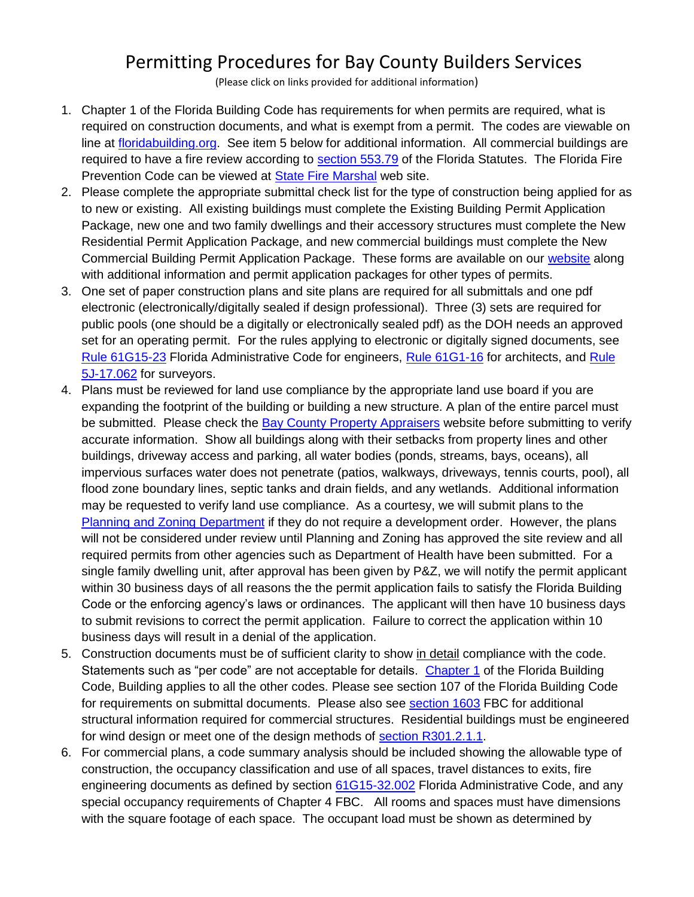# Permitting Procedures for Bay County Builders Services

(Please click on links provided for additional information)

1. Chapter 1 of the Florida Building Code has requirements for when permits are required, what is required on construction documents, and what is exempt from a permit. The codes are viewable on line at floridabuilding.org. See item 5 below for additional information. All commercial buildings are required to have a fire review according to section 553.79 of the Florida Statutes. The Florida Fire Prevention Code can be viewed at State Fire Marshal web site.
2. Please complete the appropriate submittal check list for the type of construction being applied for as to new or existing. All existing buildings must complete the Existing Building Permit Application Package, new one and two family dwellings and their accessory structures must complete the New Residential Permit Application Package, and new commercial buildings must complete the New Commercial Building Permit Application Package. These forms are available on our website along with additional information and permit application packages for other types of permits.
3. One set of paper construction plans and site plans are required for all submittals and one pdf electronic (electronically/digitally sealed if design professional). Three (3) sets are required for public pools (one should be a digitally or electronically sealed pdf) as the DOH needs an approved set for an operating permit. For the rules applying to electronic or digitally signed documents, see Rule 61G15-23 Florida Administrative Code for engineers, Rule 61G1-16 for architects, and Rule 5J-17.062 for surveyors.
4. Plans must be reviewed for land use compliance by the appropriate land use board if you are expanding the footprint of the building or building a new structure. A plan of the entire parcel must be submitted. Please check the Bay County Property Appraisers website before submitting to verify accurate information. Show all buildings along with their setbacks from property lines and other buildings, driveway access and parking, all water bodies (ponds, streams, bays, oceans), all impervious surfaces water does not penetrate (patios, walkways, driveways, tennis courts, pool), all flood zone boundary lines, septic tanks and drain fields, and any wetlands. Additional information may be requested to verify land use compliance. As a courtesy, we will submit plans to the Planning and Zoning Department if they do not require a development order. However, the plans will not be considered under review until Planning and Zoning has approved the site review and all required permits from other agencies such as Department of Health have been submitted. For a single family dwelling unit, after approval has been given by P&Z, we will notify the permit applicant within 30 business days of all reasons the the permit application fails to satisfy the Florida Building Code or the enforcing agency's laws or ordinances. The applicant will then have 10 business days to submit revisions to correct the permit application. Failure to correct the application within 10 business days will result in a denial of the application.
5. Construction documents must be of sufficient clarity to show <u>in detail</u> compliance with the code. Statements such as "per code" are not acceptable for details. Chapter 1 of the Florida Building Code, Building applies to all the other codes. Please see section 107 of the Florida Building Code for requirements on submittal documents. Please also see section 1603 FBC for additional structural information required for commercial structures. Residential buildings must be engineered for wind design or meet one of the design methods of section R301.2.1.1.
6. For commercial plans, a code summary analysis should be included showing the allowable type of construction, the occupancy classification and use of all spaces, travel distances to exits, fire engineering documents as defined by section 61G15-32.002 Florida Administrative Code, and any special occupancy requirements of Chapter 4 FBC. All rooms and spaces must have dimensions with the square footage of each space. The occupant load must be shown as determined by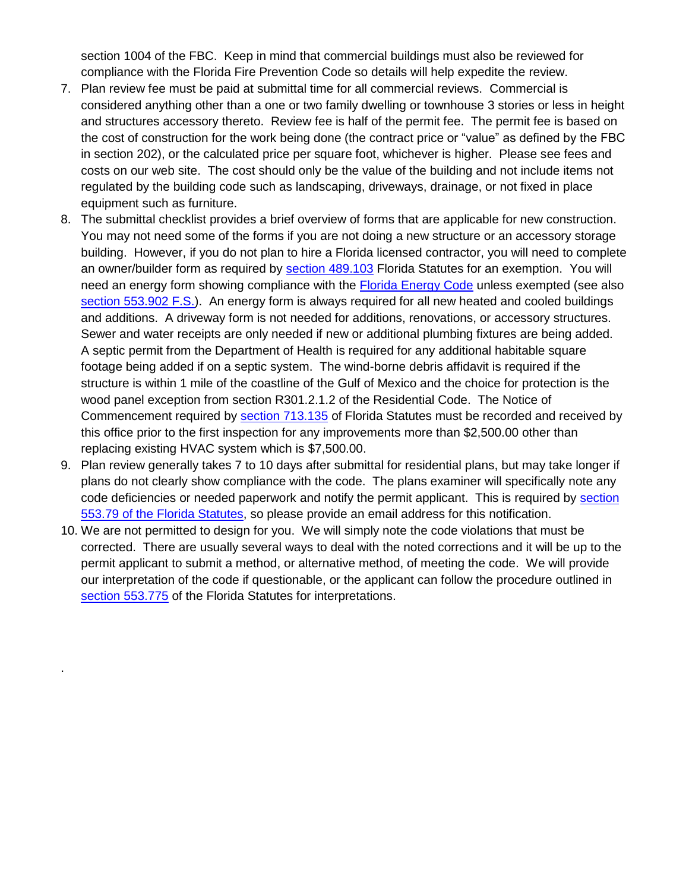section 1004 of the FBC. Keep in mind that commercial buildings must also be reviewed for compliance with the Florida Fire Prevention Code so details will help expedite the review.

7. Plan review fee must be paid at submittal time for all commercial reviews. Commercial is considered anything other than a one or two family dwelling or townhouse 3 stories or less in height and structures accessory thereto. Review fee is half of the permit fee. The permit fee is based on the cost of construction for the work being done (the contract price or "value" as defined by the FBC in section 202), or the calculated price per square foot, whichever is higher. Please see fees and costs on our web site. The cost should only be the value of the building and not include items not regulated by the building code such as landscaping, driveways, drainage, or not fixed in place equipment such as furniture.
8. The submittal checklist provides a brief overview of forms that are applicable for new construction. You may not need some of the forms if you are not doing a new structure or an accessory storage building. However, if you do not plan to hire a Florida licensed contractor, you will need to complete an owner/builder form as required by section 489.103 Florida Statutes for an exemption. You will need an energy form showing compliance with the Florida Energy Code unless exempted (see also section 553.902 F.S.). An energy form is always required for all new heated and cooled buildings and additions. A driveway form is not needed for additions, renovations, or accessory structures. Sewer and water receipts are only needed if new or additional plumbing fixtures are being added. A septic permit from the Department of Health is required for any additional habitable square footage being added if on a septic system. The wind-borne debris affidavit is required if the structure is within 1 mile of the coastline of the Gulf of Mexico and the choice for protection is the wood panel exception from section R301.2.1.2 of the Residential Code. The Notice of Commencement required by section 713.135 of Florida Statutes must be recorded and received by this office prior to the first inspection for any improvements more than $2,500.00 other than replacing existing HVAC system which is $7,500.00.
9. Plan review generally takes 7 to 10 days after submittal for residential plans, but may take longer if plans do not clearly show compliance with the code. The plans examiner will specifically note any code deficiencies or needed paperwork and notify the permit applicant. This is required by section 553.79 of the Florida Statutes, so please provide an email address for this notification.
10. We are not permitted to design for you. We will simply note the code violations that must be corrected. There are usually several ways to deal with the noted corrections and it will be up to the permit applicant to submit a method, or alternative method, of meeting the code. We will provide our interpretation of the code if questionable, or the applicant can follow the procedure outlined in section 553.775 of the Florida Statutes for interpretations.